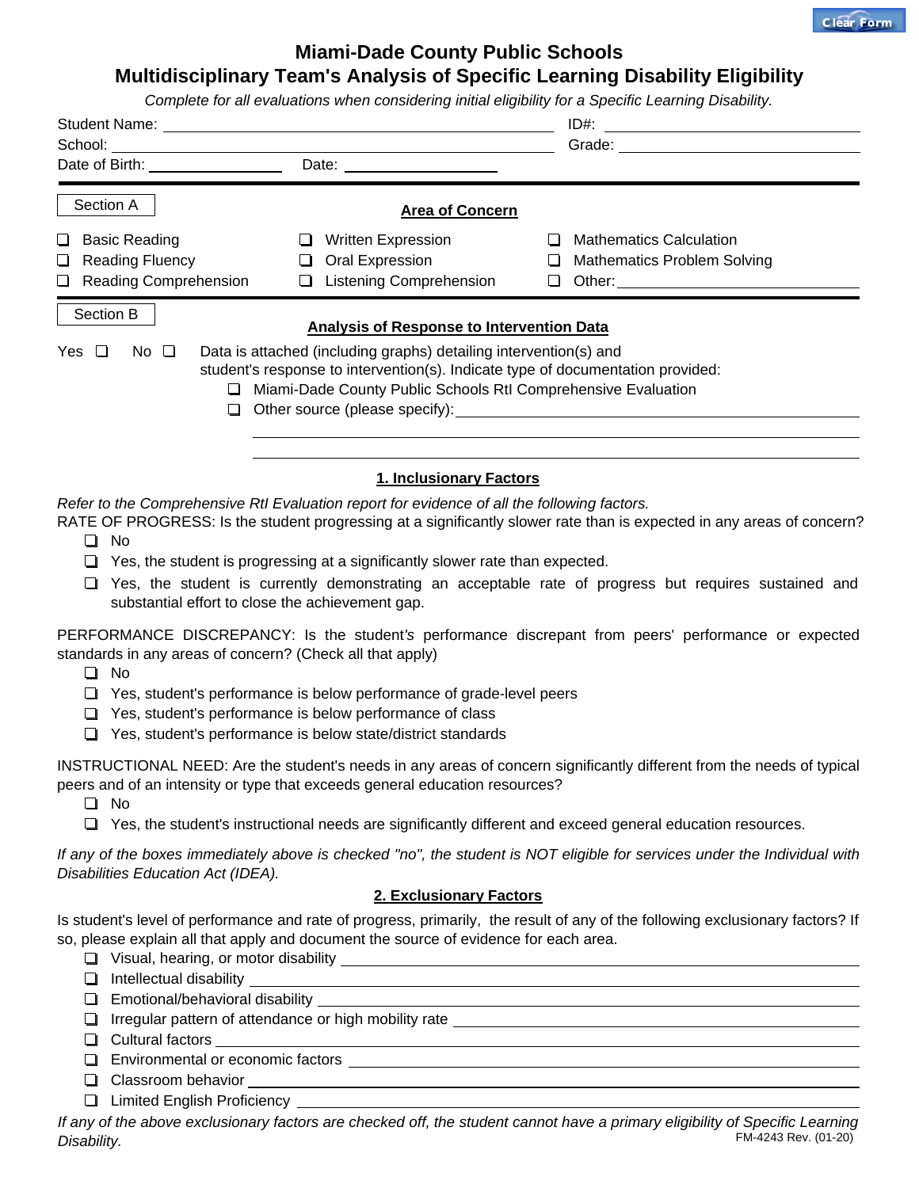# Miami-Dade County Public Schools
## Multidisciplinary Team's Analysis of Specific Learning Disability Eligibility

*Complete for all evaluations when considering initial eligibility for a Specific Learning Disability.*

Student Name: ______________________ ID#: ______________________

School: ______________________ Grade: ______________________

Date of Birth: ______________ Date: ______________

---

**Section A**

### Area of Concern

- ☐ Basic Reading
- ☐ Reading Fluency
- ☐ Reading Comprehension
- ☐ Written Expression
- ☐ Oral Expression
- ☐ Listening Comprehension
- ☐ Mathematics Calculation
- ☐ Mathematics Problem Solving
- ☐ Other: ______________________

---

**Section B**

### Analysis of Response to Intervention Data

Yes ☐ No ☐ Data is attached (including graphs) detailing intervention(s) and student's response to intervention(s). Indicate type of documentation provided:

- ☐ Miami-Dade County Public Schools RtI Comprehensive Evaluation
- ☐ Other source (please specify): ______________________

______________________

______________________

### 1. Inclusionary Factors

*Refer to the Comprehensive RtI Evaluation report for evidence of all the following factors.*

RATE OF PROGRESS: Is the student progressing at a significantly slower rate than is expected in any areas of concern?

- ☐ No
- ☐ Yes, the student is progressing at a significantly slower rate than expected.
- ☐ Yes, the student is currently demonstrating an acceptable rate of progress but requires sustained and substantial effort to close the achievement gap.

PERFORMANCE DISCREPANCY: Is the student's performance discrepant from peers' performance or expected standards in any areas of concern? (Check all that apply)

- ☐ No
- ☐ Yes, student's performance is below performance of grade-level peers
- ☐ Yes, student's performance is below performance of class
- ☐ Yes, student's performance is below state/district standards

INSTRUCTIONAL NEED: Are the student's needs in any areas of concern significantly different from the needs of typical peers and of an intensity or type that exceeds general education resources?

- ☐ No
- ☐ Yes, the student's instructional needs are significantly different and exceed general education resources.

*If any of the boxes immediately above is checked "no", the student is NOT eligible for services under the Individual with Disabilities Education Act (IDEA).*

### 2. Exclusionary Factors

Is student's level of performance and rate of progress, primarily, the result of any of the following exclusionary factors? If so, please explain all that apply and document the source of evidence for each area.

- ☐ Visual, hearing, or motor disability ______________________
- ☐ Intellectual disability ______________________
- ☐ Emotional/behavioral disability ______________________
- ☐ Irregular pattern of attendance or high mobility rate ______________________
- ☐ Cultural factors ______________________
- ☐ Environmental or economic factors ______________________
- ☐ Classroom behavior ______________________
- ☐ Limited English Proficiency ______________________

*If any of the above exclusionary factors are checked off, the student cannot have a primary eligibility of Specific Learning Disability.*

FM-4243 Rev. (01-20)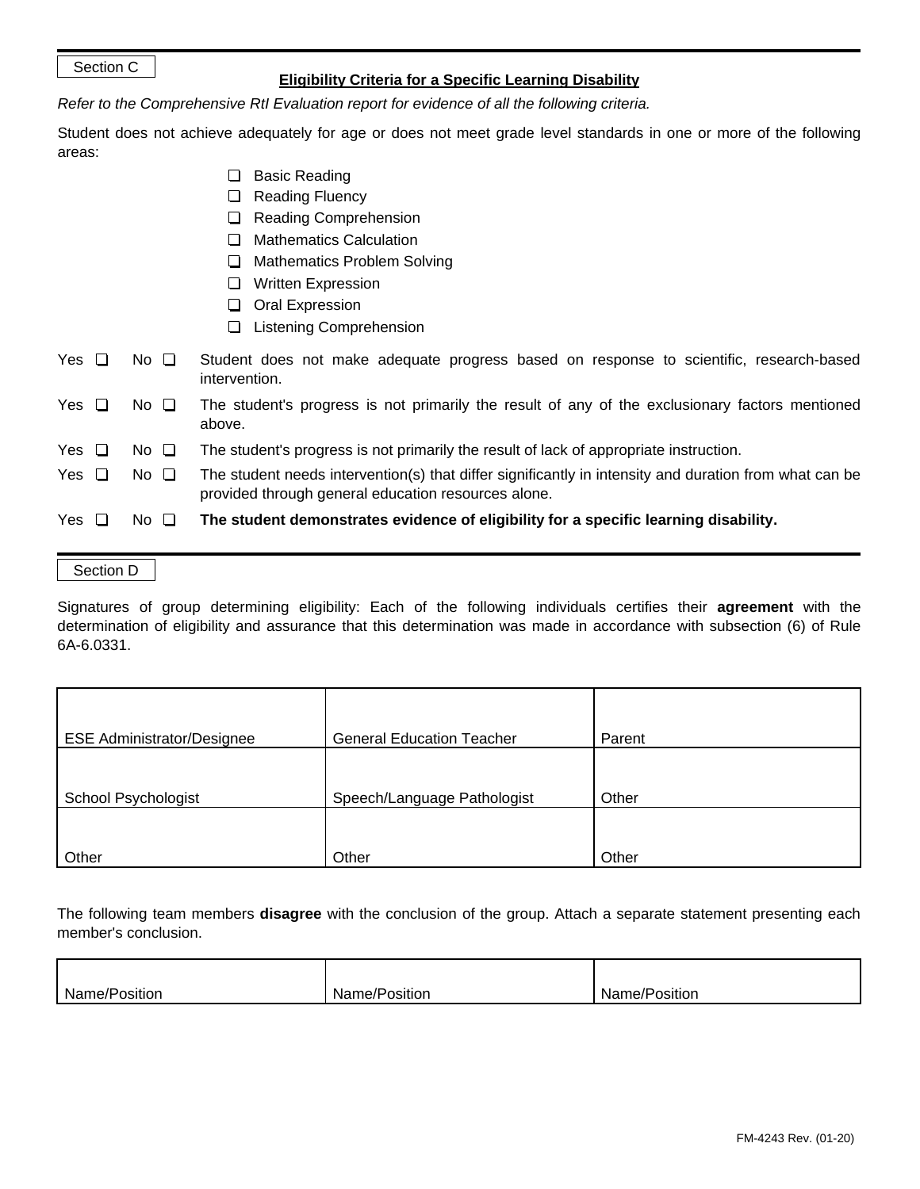Section C

### Eligibility Criteria for a Specific Learning Disability

*Refer to the Comprehensive RtI Evaluation report for evidence of all the following criteria.*

Student does not achieve adequately for age or does not meet grade level standards in one or more of the following areas:

- ☐ Basic Reading
- ☐ Reading Fluency
- ☐ Reading Comprehension
- ☐ Mathematics Calculation
- ☐ Mathematics Problem Solving
- ☐ Written Expression
- ☐ Oral Expression
- ☐ Listening Comprehension

Yes ☐ No ☐ Student does not make adequate progress based on response to scientific, research-based intervention.

Yes ☐ No ☐ The student's progress is not primarily the result of any of the exclusionary factors mentioned above.

Yes ☐ No ☐ The student's progress is not primarily the result of lack of appropriate instruction.

Yes ☐ No ☐ The student needs intervention(s) that differ significantly in intensity and duration from what can be provided through general education resources alone.

Yes ☐ No ☐ **The student demonstrates evidence of eligibility for a specific learning disability.**

Section D

Signatures of group determining eligibility: Each of the following individuals certifies their **agreement** with the determination of eligibility and assurance that this determination was made in accordance with subsection (6) of Rule 6A-6.0331.

| | | |
|---|---|---|
| ESE Administrator/Designee | General Education Teacher | Parent |
| School Psychologist | Speech/Language Pathologist | Other |
| Other | Other | Other |

The following team members **disagree** with the conclusion of the group. Attach a separate statement presenting each member's conclusion.

| | | |
|---|---|---|
| Name/Position | Name/Position | Name/Position |

FM-4243 Rev. (01-20)